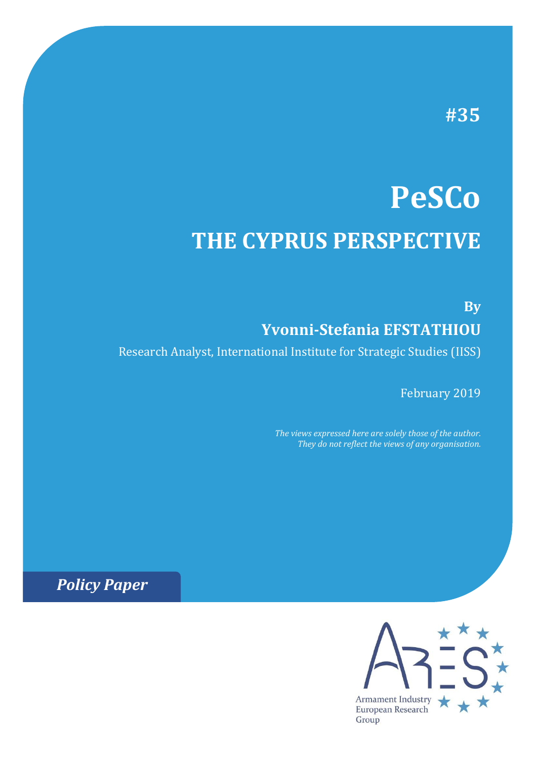#35

# PeSCo

## THE CYPRUS PERSPECTIVE

**By**

**Yvonni-Stefania EFSTATHIOU**

Research Analyst, International Institute for Strategic Studies (IISS)

February 2019

*The views expressed here are solely those of the author. They do not reflect the views of any organisation.*

***Policy Paper***

Armament Industry European Research Group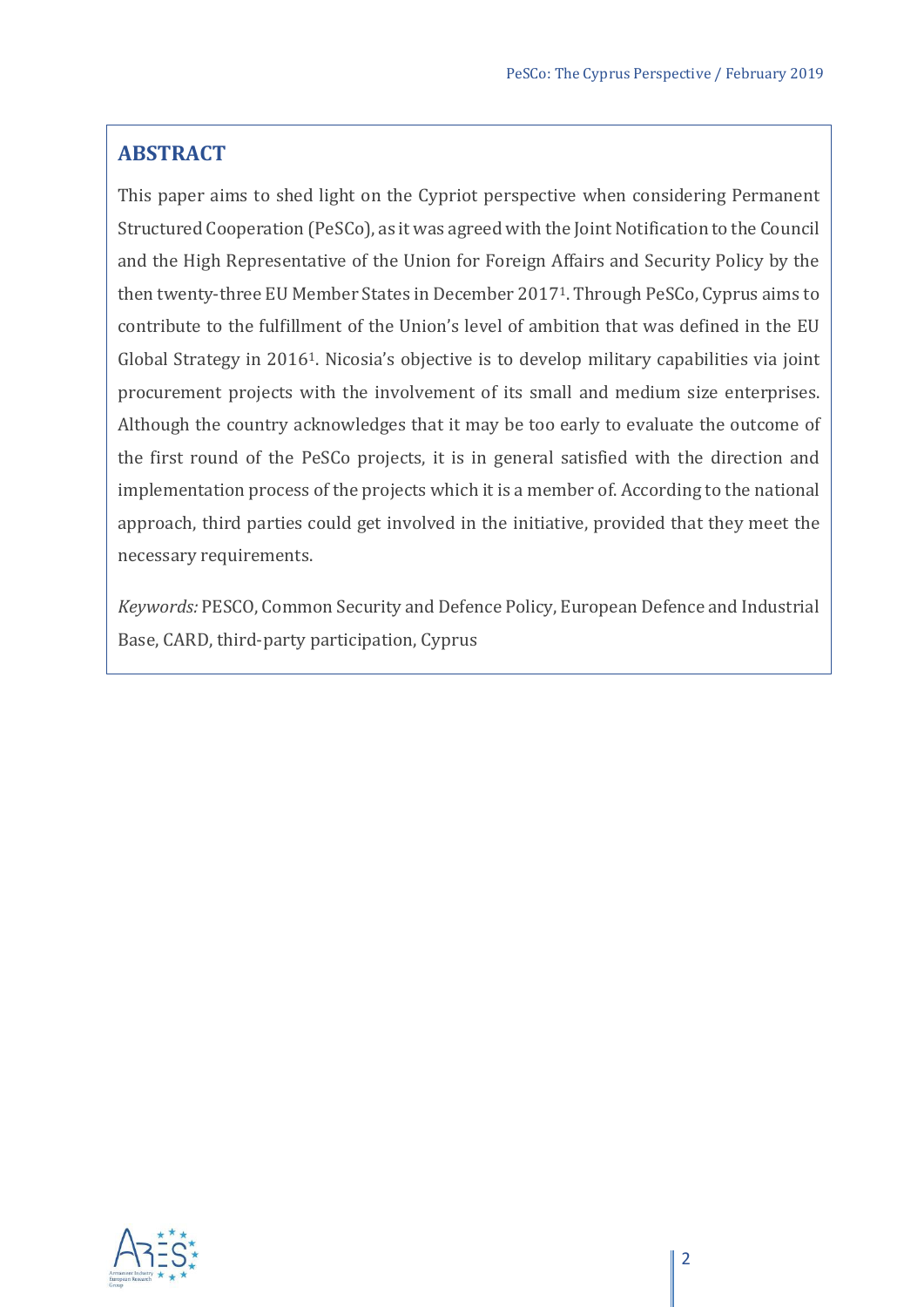## ABSTRACT

This paper aims to shed light on the Cypriot perspective when considering Permanent Structured Cooperation (PeSCo), as it was agreed with the Joint Notification to the Council and the High Representative of the Union for Foreign Affairs and Security Policy by the then twenty-three EU Member States in December 2017[1]. Through PeSCo, Cyprus aims to contribute to the fulfillment of the Union's level of ambition that was defined in the EU Global Strategy in 2016[1]. Nicosia's objective is to develop military capabilities via joint procurement projects with the involvement of its small and medium size enterprises. Although the country acknowledges that it may be too early to evaluate the outcome of the first round of the PeSCo projects, it is in general satisfied with the direction and implementation process of the projects which it is a member of. According to the national approach, third parties could get involved in the initiative, provided that they meet the necessary requirements.

*Keywords:* PESCO, Common Security and Defence Policy, European Defence and Industrial Base, CARD, third-party participation, Cyprus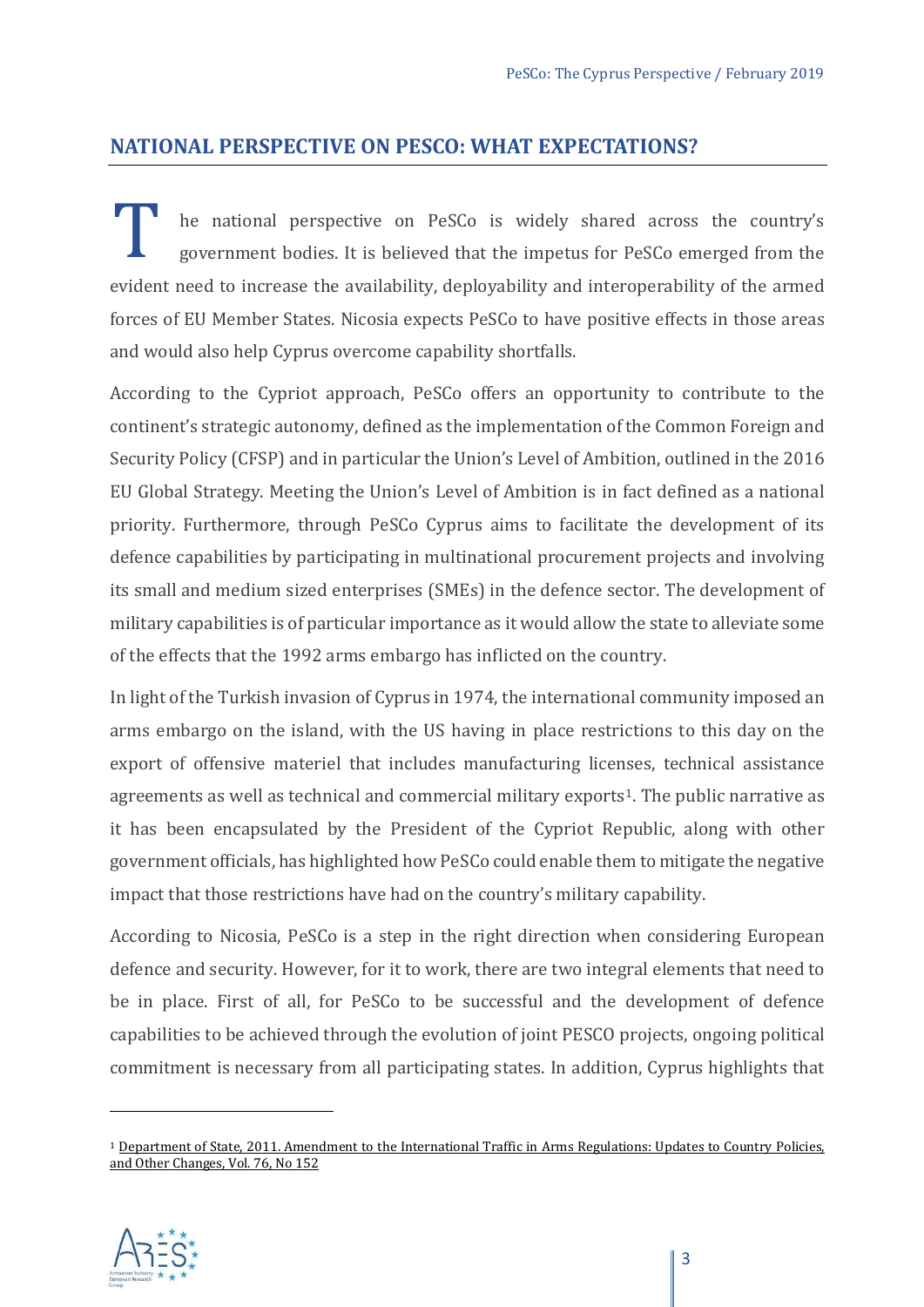## NATIONAL PERSPECTIVE ON PESCO: WHAT EXPECTATIONS?

The national perspective on PeSCo is widely shared across the country's government bodies. It is believed that the impetus for PeSCo emerged from the evident need to increase the availability, deployability and interoperability of the armed forces of EU Member States. Nicosia expects PeSCo to have positive effects in those areas and would also help Cyprus overcome capability shortfalls.

According to the Cypriot approach, PeSCo offers an opportunity to contribute to the continent's strategic autonomy, defined as the implementation of the Common Foreign and Security Policy (CFSP) and in particular the Union's Level of Ambition, outlined in the 2016 EU Global Strategy. Meeting the Union's Level of Ambition is in fact defined as a national priority. Furthermore, through PeSCo Cyprus aims to facilitate the development of its defence capabilities by participating in multinational procurement projects and involving its small and medium sized enterprises (SMEs) in the defence sector. The development of military capabilities is of particular importance as it would allow the state to alleviate some of the effects that the 1992 arms embargo has inflicted on the country.

In light of the Turkish invasion of Cyprus in 1974, the international community imposed an arms embargo on the island, with the US having in place restrictions to this day on the export of offensive materiel that includes manufacturing licenses, technical assistance agreements as well as technical and commercial military exports[1]. The public narrative as it has been encapsulated by the President of the Cypriot Republic, along with other government officials, has highlighted how PeSCo could enable them to mitigate the negative impact that those restrictions have had on the country's military capability.

According to Nicosia, PeSCo is a step in the right direction when considering European defence and security. However, for it to work, there are two integral elements that need to be in place. First of all, for PeSCo to be successful and the development of defence capabilities to be achieved through the evolution of joint PESCO projects, ongoing political commitment is necessary from all participating states. In addition, Cyprus highlights that

[1] Department of State, 2011. Amendment to the International Traffic in Arms Regulations: Updates to Country Policies, and Other Changes, Vol. 76, No 152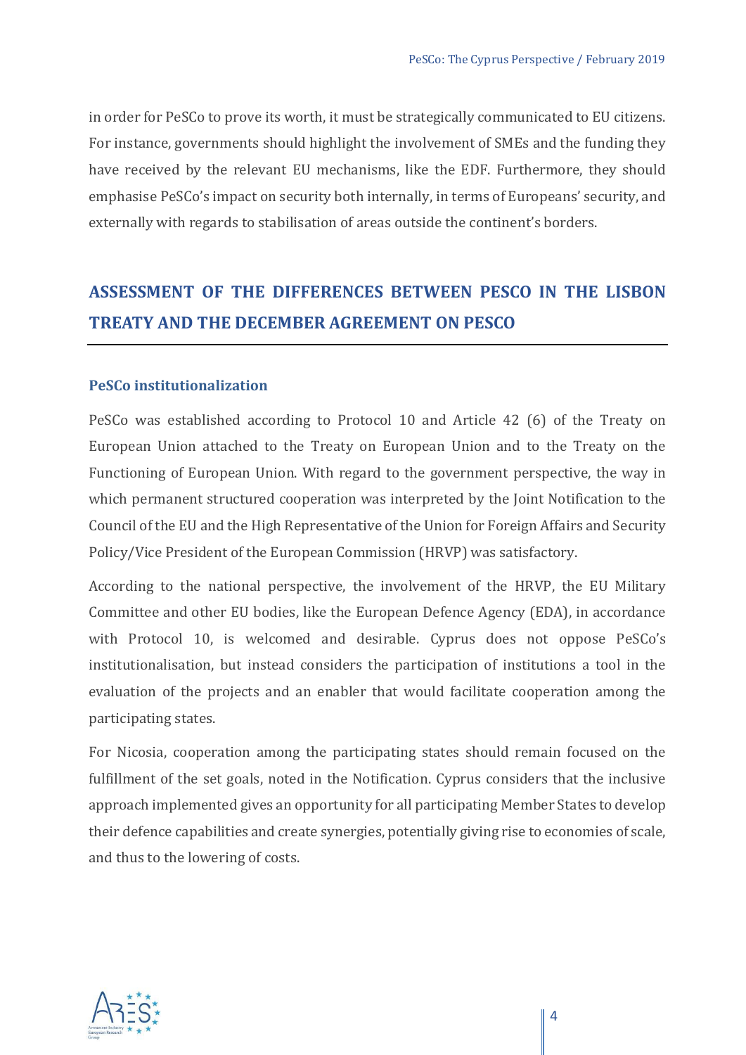in order for PeSCo to prove its worth, it must be strategically communicated to EU citizens. For instance, governments should highlight the involvement of SMEs and the funding they have received by the relevant EU mechanisms, like the EDF. Furthermore, they should emphasise PeSCo's impact on security both internally, in terms of Europeans' security, and externally with regards to stabilisation of areas outside the continent's borders.

## ASSESSMENT OF THE DIFFERENCES BETWEEN PESCO IN THE LISBON TREATY AND THE DECEMBER AGREEMENT ON PESCO

### PeSCo institutionalization

PeSCo was established according to Protocol 10 and Article 42 (6) of the Treaty on European Union attached to the Treaty on European Union and to the Treaty on the Functioning of European Union. With regard to the government perspective, the way in which permanent structured cooperation was interpreted by the Joint Notification to the Council of the EU and the High Representative of the Union for Foreign Affairs and Security Policy/Vice President of the European Commission (HRVP) was satisfactory.

According to the national perspective, the involvement of the HRVP, the EU Military Committee and other EU bodies, like the European Defence Agency (EDA), in accordance with Protocol 10, is welcomed and desirable. Cyprus does not oppose PeSCo's institutionalisation, but instead considers the participation of institutions a tool in the evaluation of the projects and an enabler that would facilitate cooperation among the participating states.

For Nicosia, cooperation among the participating states should remain focused on the fulfillment of the set goals, noted in the Notification. Cyprus considers that the inclusive approach implemented gives an opportunity for all participating Member States to develop their defence capabilities and create synergies, potentially giving rise to economies of scale, and thus to the lowering of costs.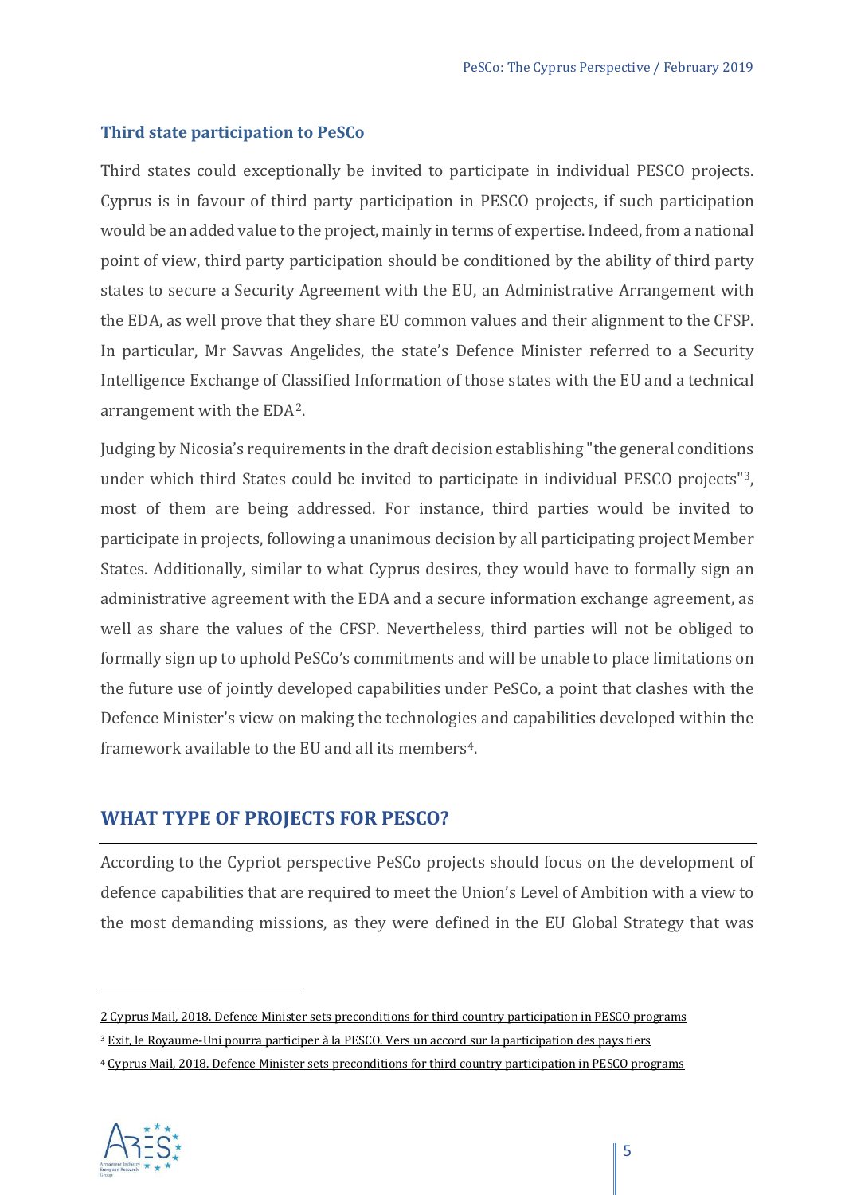### Third state participation to PeSCo

Third states could exceptionally be invited to participate in individual PESCO projects. Cyprus is in favour of third party participation in PESCO projects, if such participation would be an added value to the project, mainly in terms of expertise. Indeed, from a national point of view, third party participation should be conditioned by the ability of third party states to secure a Security Agreement with the EU, an Administrative Arrangement with the EDA, as well prove that they share EU common values and their alignment to the CFSP. In particular, Mr Savvas Angelides, the state's Defence Minister referred to a Security Intelligence Exchange of Classified Information of those states with the EU and a technical arrangement with the EDA[2].

Judging by Nicosia's requirements in the draft decision establishing "the general conditions under which third States could be invited to participate in individual PESCO projects"[3], most of them are being addressed. For instance, third parties would be invited to participate in projects, following a unanimous decision by all participating project Member States. Additionally, similar to what Cyprus desires, they would have to formally sign an administrative agreement with the EDA and a secure information exchange agreement, as well as share the values of the CFSP. Nevertheless, third parties will not be obliged to formally sign up to uphold PeSCo's commitments and will be unable to place limitations on the future use of jointly developed capabilities under PeSCo, a point that clashes with the Defence Minister's view on making the technologies and capabilities developed within the framework available to the EU and all its members[4].

## WHAT TYPE OF PROJECTS FOR PESCO?

According to the Cypriot perspective PeSCo projects should focus on the development of defence capabilities that are required to meet the Union's Level of Ambition with a view to the most demanding missions, as they were defined in the EU Global Strategy that was

---

2 Cyprus Mail, 2018. Defence Minister sets preconditions for third country participation in PESCO programs

3 Exit, le Royaume-Uni pourra participer à la PESCO. Vers un accord sur la participation des pays tiers

4 Cyprus Mail, 2018. Defence Minister sets preconditions for third country participation in PESCO programs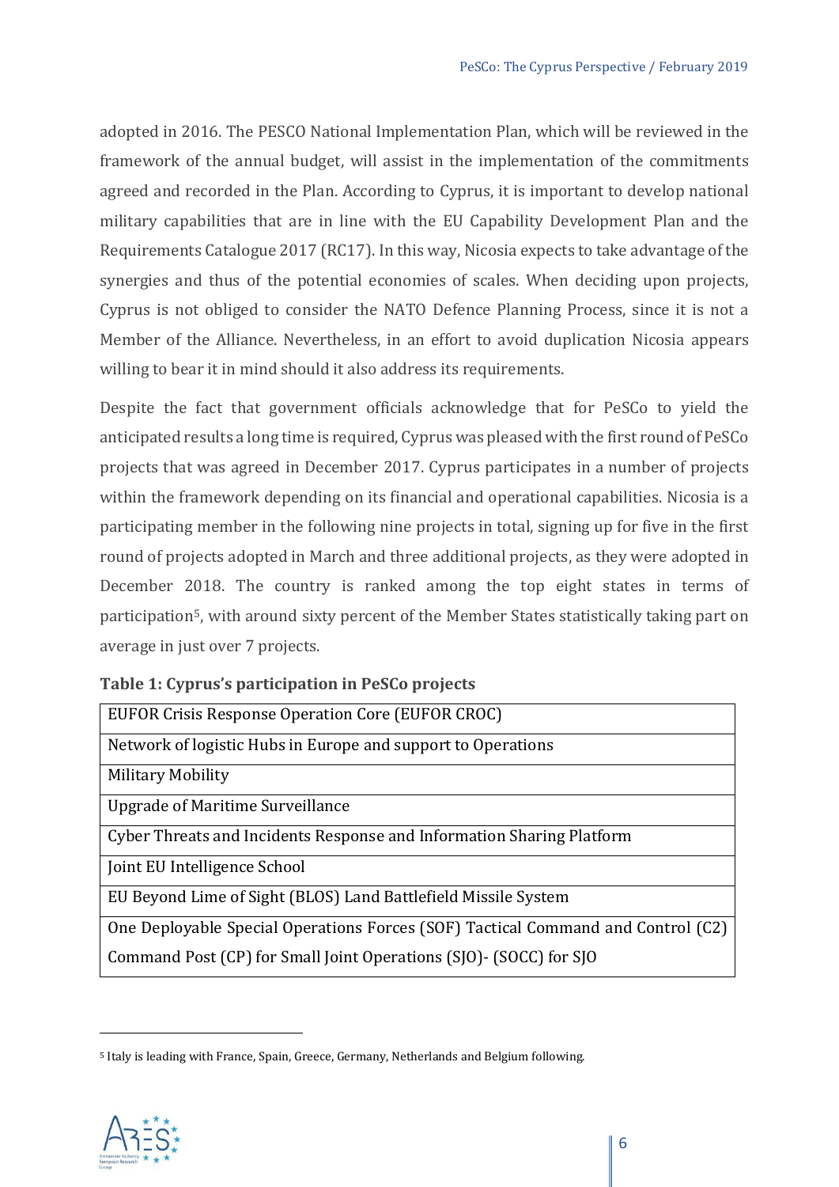adopted in 2016. The PESCO National Implementation Plan, which will be reviewed in the framework of the annual budget, will assist in the implementation of the commitments agreed and recorded in the Plan. According to Cyprus, it is important to develop national military capabilities that are in line with the EU Capability Development Plan and the Requirements Catalogue 2017 (RC17). In this way, Nicosia expects to take advantage of the synergies and thus of the potential economies of scales. When deciding upon projects, Cyprus is not obliged to consider the NATO Defence Planning Process, since it is not a Member of the Alliance. Nevertheless, in an effort to avoid duplication Nicosia appears willing to bear it in mind should it also address its requirements.

Despite the fact that government officials acknowledge that for PeSCo to yield the anticipated results a long time is required, Cyprus was pleased with the first round of PeSCo projects that was agreed in December 2017. Cyprus participates in a number of projects within the framework depending on its financial and operational capabilities. Nicosia is a participating member in the following nine projects in total, signing up for five in the first round of projects adopted in March and three additional projects, as they were adopted in December 2018. The country is ranked among the top eight states in terms of participation[5], with around sixty percent of the Member States statistically taking part on average in just over 7 projects.

**Table 1: Cyprus's participation in PeSCo projects**

| |
|---|
| EUFOR Crisis Response Operation Core (EUFOR CROC) |
| Network of logistic Hubs in Europe and support to Operations |
| Military Mobility |
| Upgrade of Maritime Surveillance |
| Cyber Threats and Incidents Response and Information Sharing Platform |
| Joint EU Intelligence School |
| EU Beyond Lime of Sight (BLOS) Land Battlefield Missile System |
| One Deployable Special Operations Forces (SOF) Tactical Command and Control (C2) Command Post (CP) for Small Joint Operations (SJO)- (SOCC) for SJO |

[5] Italy is leading with France, Spain, Greece, Germany, Netherlands and Belgium following.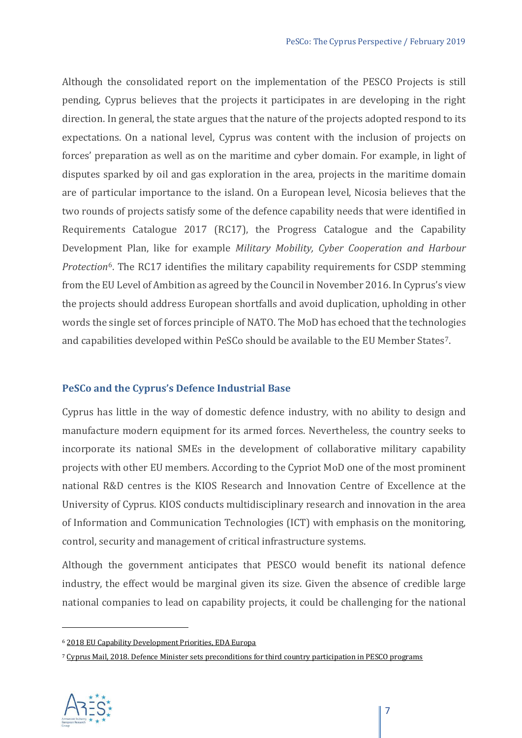Although the consolidated report on the implementation of the PESCO Projects is still pending, Cyprus believes that the projects it participates in are developing in the right direction. In general, the state argues that the nature of the projects adopted respond to its expectations. On a national level, Cyprus was content with the inclusion of projects on forces' preparation as well as on the maritime and cyber domain. For example, in light of disputes sparked by oil and gas exploration in the area, projects in the maritime domain are of particular importance to the island. On a European level, Nicosia believes that the two rounds of projects satisfy some of the defence capability needs that were identified in Requirements Catalogue 2017 (RC17), the Progress Catalogue and the Capability Development Plan, like for example *Military Mobility, Cyber Cooperation and Harbour Protection*[6]. The RC17 identifies the military capability requirements for CSDP stemming from the EU Level of Ambition as agreed by the Council in November 2016. In Cyprus's view the projects should address European shortfalls and avoid duplication, upholding in other words the single set of forces principle of NATO. The MoD has echoed that the technologies and capabilities developed within PeSCo should be available to the EU Member States[7].

## PeSCo and the Cyprus's Defence Industrial Base

Cyprus has little in the way of domestic defence industry, with no ability to design and manufacture modern equipment for its armed forces. Nevertheless, the country seeks to incorporate its national SMEs in the development of collaborative military capability projects with other EU members. According to the Cypriot MoD one of the most prominent national R&D centres is the KIOS Research and Innovation Centre of Excellence at the University of Cyprus. KIOS conducts multidisciplinary research and innovation in the area of Information and Communication Technologies (ICT) with emphasis on the monitoring, control, security and management of critical infrastructure systems.

Although the government anticipates that PESCO would benefit its national defence industry, the effect would be marginal given its size. Given the absence of credible large national companies to lead on capability projects, it could be challenging for the national

---

[6] 2018 EU Capability Development Priorities, EDA Europa

[7] Cyprus Mail, 2018. Defence Minister sets preconditions for third country participation in PESCO programs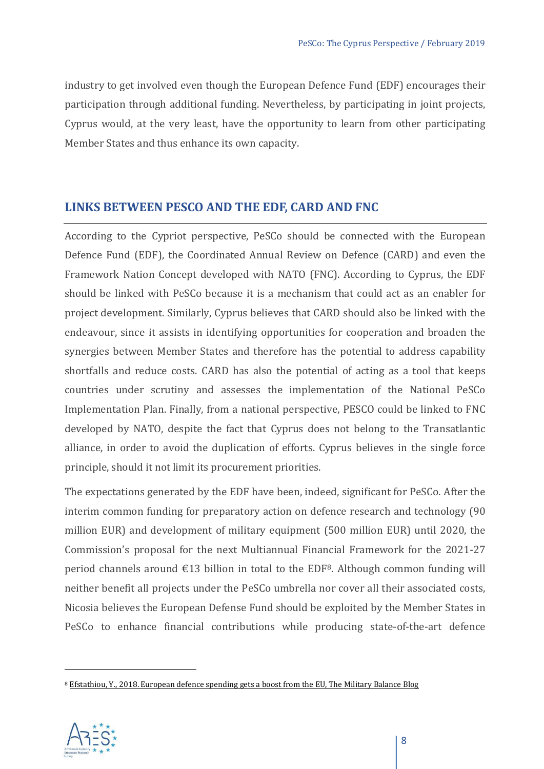industry to get involved even though the European Defence Fund (EDF) encourages their participation through additional funding. Nevertheless, by participating in joint projects, Cyprus would, at the very least, have the opportunity to learn from other participating Member States and thus enhance its own capacity.

## LINKS BETWEEN PESCO AND THE EDF, CARD AND FNC

According to the Cypriot perspective, PeSCo should be connected with the European Defence Fund (EDF), the Coordinated Annual Review on Defence (CARD) and even the Framework Nation Concept developed with NATO (FNC). According to Cyprus, the EDF should be linked with PeSCo because it is a mechanism that could act as an enabler for project development. Similarly, Cyprus believes that CARD should also be linked with the endeavour, since it assists in identifying opportunities for cooperation and broaden the synergies between Member States and therefore has the potential to address capability shortfalls and reduce costs. CARD has also the potential of acting as a tool that keeps countries under scrutiny and assesses the implementation of the National PeSCo Implementation Plan. Finally, from a national perspective, PESCO could be linked to FNC developed by NATO, despite the fact that Cyprus does not belong to the Transatlantic alliance, in order to avoid the duplication of efforts. Cyprus believes in the single force principle, should it not limit its procurement priorities.

The expectations generated by the EDF have been, indeed, significant for PeSCo. After the interim common funding for preparatory action on defence research and technology (90 million EUR) and development of military equipment (500 million EUR) until 2020, the Commission's proposal for the next Multiannual Financial Framework for the 2021-27 period channels around €13 billion in total to the EDF[8]. Although common funding will neither benefit all projects under the PeSCo umbrella nor cover all their associated costs, Nicosia believes the European Defense Fund should be exploited by the Member States in PeSCo to enhance financial contributions while producing state-of-the-art defence

[8] Efstathiou, Y., 2018. European defence spending gets a boost from the EU, The Military Balance Blog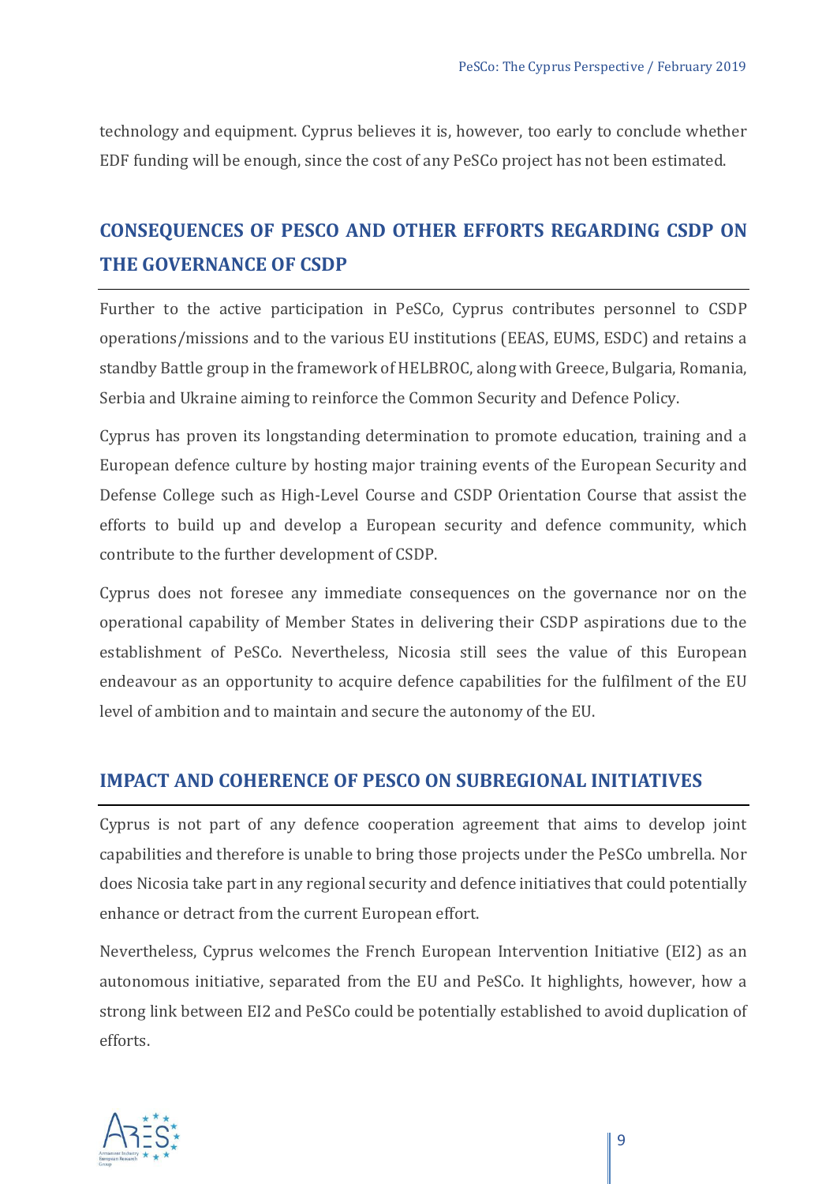technology and equipment. Cyprus believes it is, however, too early to conclude whether EDF funding will be enough, since the cost of any PeSCo project has not been estimated.

## CONSEQUENCES OF PESCO AND OTHER EFFORTS REGARDING CSDP ON THE GOVERNANCE OF CSDP

Further to the active participation in PeSCo, Cyprus contributes personnel to CSDP operations/missions and to the various EU institutions (EEAS, EUMS, ESDC) and retains a standby Battle group in the framework of HELBROC, along with Greece, Bulgaria, Romania, Serbia and Ukraine aiming to reinforce the Common Security and Defence Policy.

Cyprus has proven its longstanding determination to promote education, training and a European defence culture by hosting major training events of the European Security and Defense College such as High-Level Course and CSDP Orientation Course that assist the efforts to build up and develop a European security and defence community, which contribute to the further development of CSDP.

Cyprus does not foresee any immediate consequences on the governance nor on the operational capability of Member States in delivering their CSDP aspirations due to the establishment of PeSCo. Nevertheless, Nicosia still sees the value of this European endeavour as an opportunity to acquire defence capabilities for the fulfilment of the EU level of ambition and to maintain and secure the autonomy of the EU.

## IMPACT AND COHERENCE OF PESCO ON SUBREGIONAL INITIATIVES

Cyprus is not part of any defence cooperation agreement that aims to develop joint capabilities and therefore is unable to bring those projects under the PeSCo umbrella. Nor does Nicosia take part in any regional security and defence initiatives that could potentially enhance or detract from the current European effort.

Nevertheless, Cyprus welcomes the French European Intervention Initiative (EI2) as an autonomous initiative, separated from the EU and PeSCo. It highlights, however, how a strong link between EI2 and PeSCo could be potentially established to avoid duplication of efforts.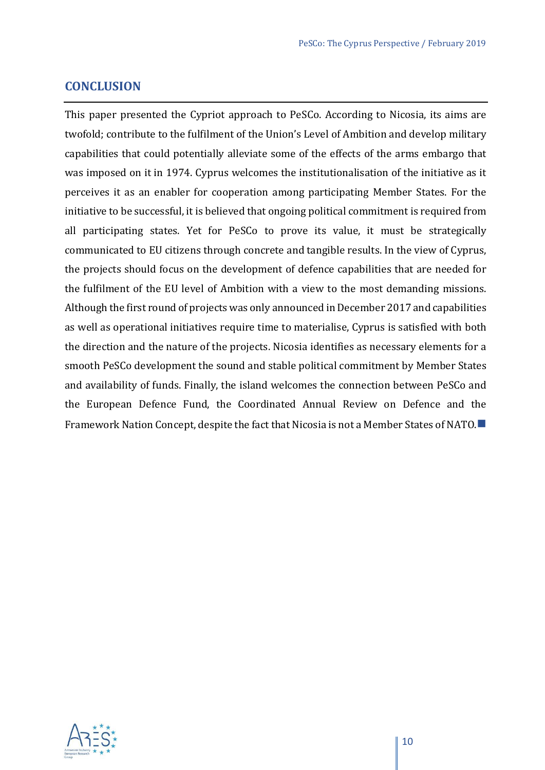## CONCLUSION

This paper presented the Cypriot approach to PeSCo. According to Nicosia, its aims are twofold; contribute to the fulfilment of the Union's Level of Ambition and develop military capabilities that could potentially alleviate some of the effects of the arms embargo that was imposed on it in 1974. Cyprus welcomes the institutionalisation of the initiative as it perceives it as an enabler for cooperation among participating Member States. For the initiative to be successful, it is believed that ongoing political commitment is required from all participating states. Yet for PeSCo to prove its value, it must be strategically communicated to EU citizens through concrete and tangible results. In the view of Cyprus, the projects should focus on the development of defence capabilities that are needed for the fulfilment of the EU level of Ambition with a view to the most demanding missions. Although the first round of projects was only announced in December 2017 and capabilities as well as operational initiatives require time to materialise, Cyprus is satisfied with both the direction and the nature of the projects. Nicosia identifies as necessary elements for a smooth PeSCo development the sound and stable political commitment by Member States and availability of funds. Finally, the island welcomes the connection between PeSCo and the European Defence Fund, the Coordinated Annual Review on Defence and the Framework Nation Concept, despite the fact that Nicosia is not a Member States of NATO.■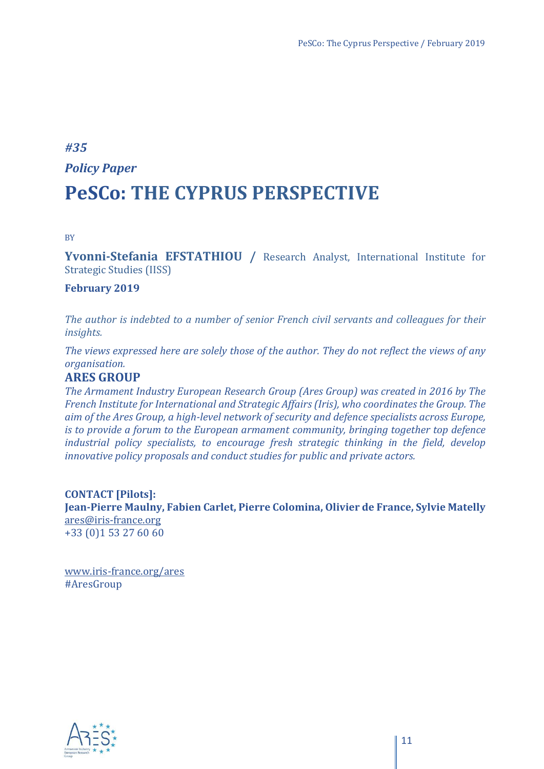***#35***

***Policy Paper***

# PeSCo: THE CYPRUS PERSPECTIVE

BY

**Yvonni-Stefania EFSTATHIOU /** Research Analyst, International Institute for Strategic Studies (IISS)

**February 2019**

*The author is indebted to a number of senior French civil servants and colleagues for their insights.*

*The views expressed here are solely those of the author. They do not reflect the views of any organisation.*

## ARES GROUP

*The Armament Industry European Research Group (Ares Group) was created in 2016 by The French Institute for International and Strategic Affairs (Iris), who coordinates the Group. The aim of the Ares Group, a high-level network of security and defence specialists across Europe, is to provide a forum to the European armament community, bringing together top defence industrial policy specialists, to encourage fresh strategic thinking in the field, develop innovative policy proposals and conduct studies for public and private actors.*

**CONTACT [Pilots]:**
**Jean-Pierre Maulny, Fabien Carlet, Pierre Colomina, Olivier de France, Sylvie Matelly**
ares@iris-france.org
+33 (0)1 53 27 60 60

www.iris-france.org/ares
#AresGroup